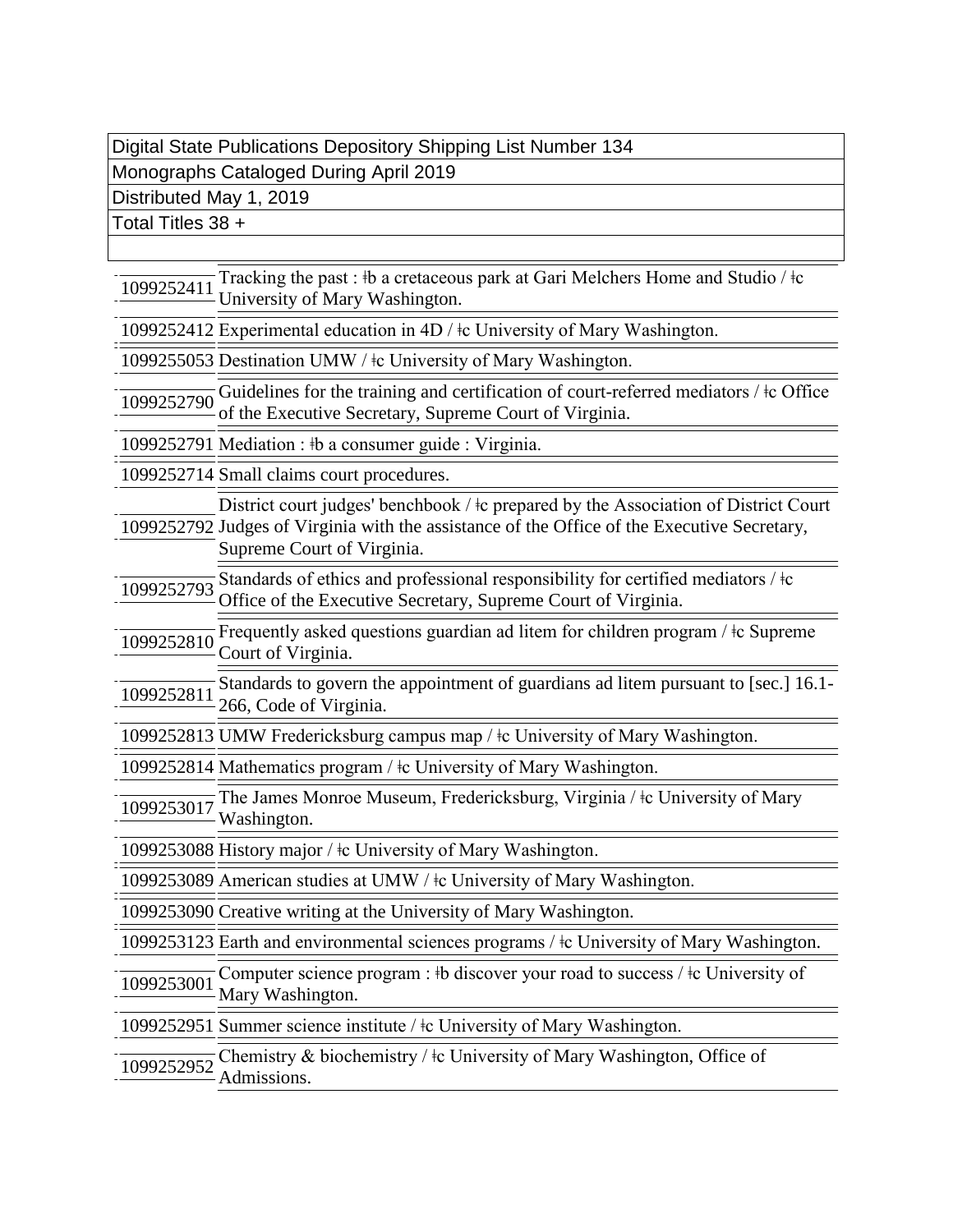Digital State Publications Depository Shipping List Number 134

Monographs Cataloged During April 2019

Distributed May 1, 2019

Total Titles 38 +

| | |
|---|---|
| 1099252411 | Tracking the past : ǂb a cretaceous park at Gari Melchers Home and Studio / ǂc University of Mary Washington. |
| 1099252412 | Experimental education in 4D / ǂc University of Mary Washington. |
| 1099255053 | Destination UMW / ǂc University of Mary Washington. |
| 1099252790 | Guidelines for the training and certification of court-referred mediators / ǂc Office of the Executive Secretary, Supreme Court of Virginia. |
| 1099252791 | Mediation : ǂb a consumer guide : Virginia. |
| 1099252714 | Small claims court procedures. |
| 1099252792 | District court judges' benchbook / ǂc prepared by the Association of District Court Judges of Virginia with the assistance of the Office of the Executive Secretary, Supreme Court of Virginia. |
| 1099252793 | Standards of ethics and professional responsibility for certified mediators / ǂc Office of the Executive Secretary, Supreme Court of Virginia. |
| 1099252810 | Frequently asked questions guardian ad litem for children program / ǂc Supreme Court of Virginia. |
| 1099252811 | Standards to govern the appointment of guardians ad litem pursuant to [sec.] 16.1-266, Code of Virginia. |
| 1099252813 | UMW Fredericksburg campus map / ǂc University of Mary Washington. |
| 1099252814 | Mathematics program / ǂc University of Mary Washington. |
| 1099253017 | The James Monroe Museum, Fredericksburg, Virginia / ǂc University of Mary Washington. |
| 1099253088 | History major / ǂc University of Mary Washington. |
| 1099253089 | American studies at UMW / ǂc University of Mary Washington. |
| 1099253090 | Creative writing at the University of Mary Washington. |
| 1099253123 | Earth and environmental sciences programs / ǂc University of Mary Washington. |
| 1099253001 | Computer science program : ǂb discover your road to success / ǂc University of Mary Washington. |
| 1099252951 | Summer science institute / ǂc University of Mary Washington. |
| 1099252952 | Chemistry & biochemistry / ǂc University of Mary Washington, Office of Admissions. |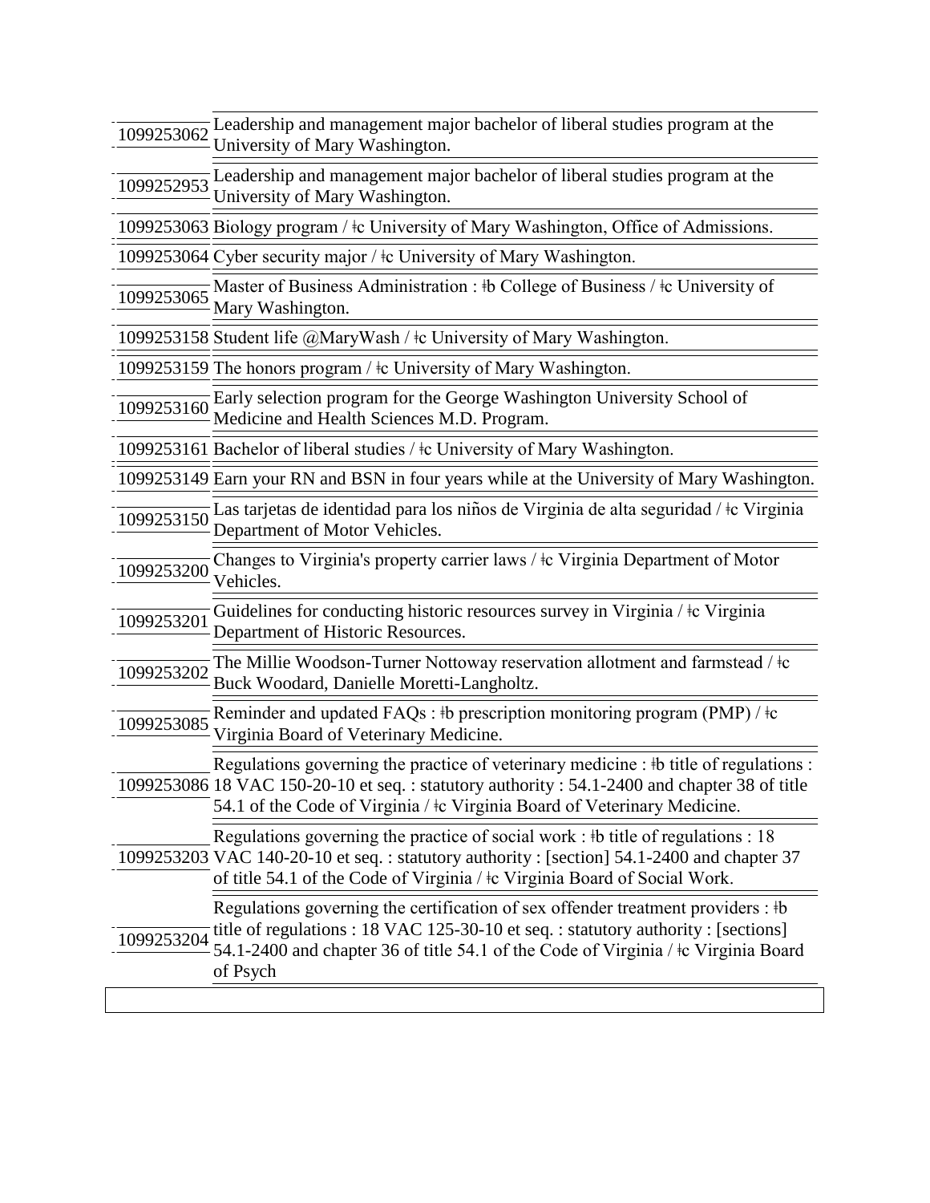| | |
|---|---|
| 1099253062 | Leadership and management major bachelor of liberal studies program at the University of Mary Washington. |
| 1099252953 | Leadership and management major bachelor of liberal studies program at the University of Mary Washington. |
| 1099253063 | Biology program / ǂc University of Mary Washington, Office of Admissions. |
| 1099253064 | Cyber security major / ǂc University of Mary Washington. |
| 1099253065 | Master of Business Administration : ǂb College of Business / ǂc University of Mary Washington. |
| 1099253158 | Student life @MaryWash / ǂc University of Mary Washington. |
| 1099253159 | The honors program / ǂc University of Mary Washington. |
| 1099253160 | Early selection program for the George Washington University School of Medicine and Health Sciences M.D. Program. |
| 1099253161 | Bachelor of liberal studies / ǂc University of Mary Washington. |
| 1099253149 | Earn your RN and BSN in four years while at the University of Mary Washington. |
| 1099253150 | Las tarjetas de identidad para los niños de Virginia de alta seguridad / ǂc Virginia Department of Motor Vehicles. |
| 1099253200 | Changes to Virginia's property carrier laws / ǂc Virginia Department of Motor Vehicles. |
| 1099253201 | Guidelines for conducting historic resources survey in Virginia / ǂc Virginia Department of Historic Resources. |
| 1099253202 | The Millie Woodson-Turner Nottoway reservation allotment and farmstead / ǂc Buck Woodard, Danielle Moretti-Langholtz. |
| 1099253085 | Reminder and updated FAQs : ǂb prescription monitoring program (PMP) / ǂc Virginia Board of Veterinary Medicine. |
| 1099253086 | Regulations governing the practice of veterinary medicine : ǂb title of regulations : 18 VAC 150-20-10 et seq. : statutory authority : 54.1-2400 and chapter 38 of title 54.1 of the Code of Virginia / ǂc Virginia Board of Veterinary Medicine. |
| 1099253203 | Regulations governing the practice of social work : ǂb title of regulations : 18 VAC 140-20-10 et seq. : statutory authority : [section] 54.1-2400 and chapter 37 of title 54.1 of the Code of Virginia / ǂc Virginia Board of Social Work. |
| 1099253204 | Regulations governing the certification of sex offender treatment providers : ǂb title of regulations : 18 VAC 125-30-10 et seq. : statutory authority : [sections] 54.1-2400 and chapter 36 of title 54.1 of the Code of Virginia / ǂc Virginia Board of Psych |